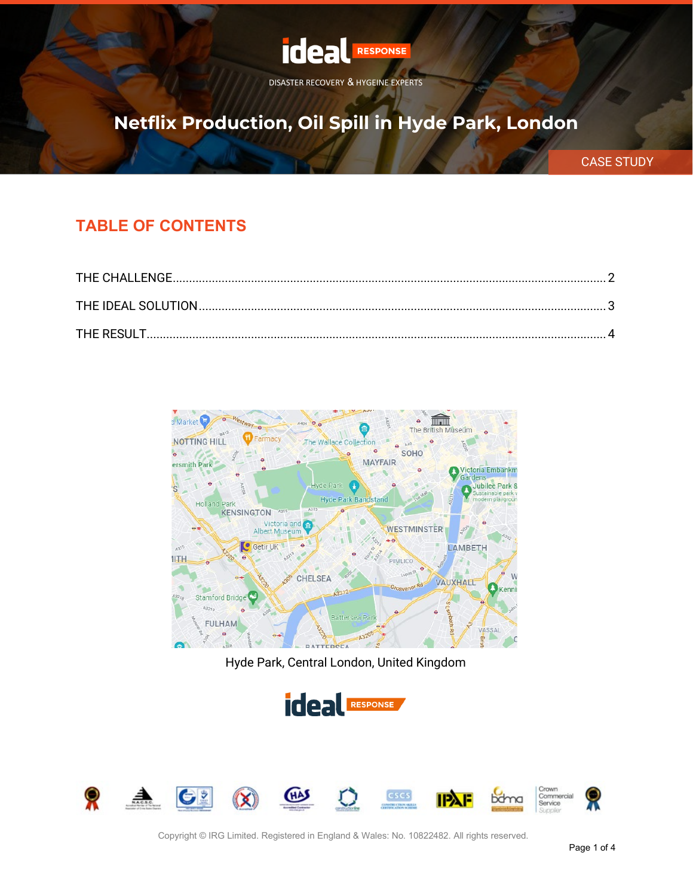ideal RESPONSE

DISASTER RECOVERY & HYGEINE EXPERTS

# Netflix Production, Oil Spill in Hyde Park, London

CASE STUDY

## TABLE OF CONTENTS

THE CHALLENGE ........ 2

THE IDEAL SOLUTION ........ 3

THE RESULT ........ 4

Hyde Park, Central London, United Kingdom

Copyright © IRG Limited. Registered in England & Wales: No. 10822482. All rights reserved.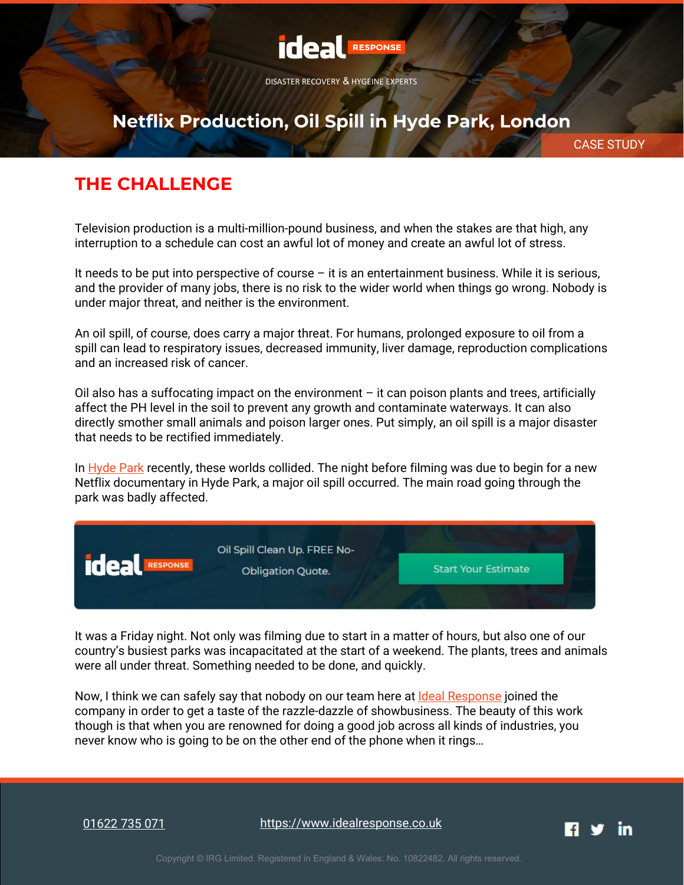# Netflix Production, Oil Spill in Hyde Park, London

CASE STUDY

## THE CHALLENGE

Television production is a multi-million-pound business, and when the stakes are that high, any interruption to a schedule can cost an awful lot of money and create an awful lot of stress.

It needs to be put into perspective of course – it is an entertainment business. While it is serious, and the provider of many jobs, there is no risk to the wider world when things go wrong. Nobody is under major threat, and neither is the environment.

An oil spill, of course, does carry a major threat. For humans, prolonged exposure to oil from a spill can lead to respiratory issues, decreased immunity, liver damage, reproduction complications and an increased risk of cancer.

Oil also has a suffocating impact on the environment – it can poison plants and trees, artificially affect the PH level in the soil to prevent any growth and contaminate waterways. It can also directly smother small animals and poison larger ones. Put simply, an oil spill is a major disaster that needs to be rectified immediately.

In Hyde Park recently, these worlds collided. The night before filming was due to begin for a new Netflix documentary in Hyde Park, a major oil spill occurred. The main road going through the park was badly affected.

Oil Spill Clean Up. FREE No-Obligation Quote. Start Your Estimate

It was a Friday night. Not only was filming due to start in a matter of hours, but also one of our country's busiest parks was incapacitated at the start of a weekend. The plants, trees and animals were all under threat. Something needed to be done, and quickly.

Now, I think we can safely say that nobody on our team here at Ideal Response joined the company in order to get a taste of the razzle-dazzle of showbusiness. The beauty of this work though is that when you are renowned for doing a good job across all kinds of industries, you never know who is going to be on the other end of the phone when it rings…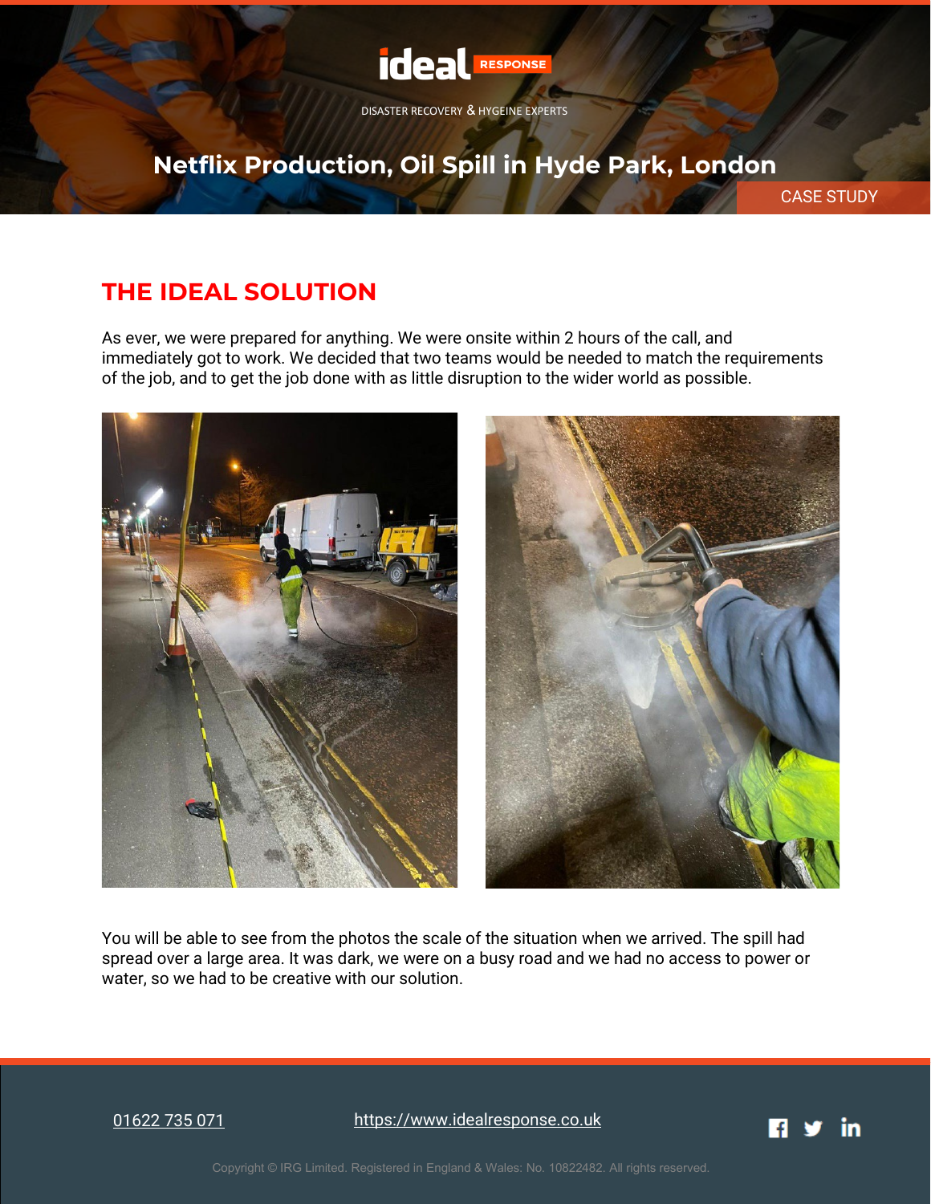# Netflix Production, Oil Spill in Hyde Park, London

CASE STUDY

## THE IDEAL SOLUTION

As ever, we were prepared for anything. We were onsite within 2 hours of the call, and immediately got to work. We decided that two teams would be needed to match the requirements of the job, and to get the job done with as little disruption to the wider world as possible.

You will be able to see from the photos the scale of the situation when we arrived. The spill had spread over a large area. It was dark, we were on a busy road and we had no access to power or water, so we had to be creative with our solution.

[01622 735 071](tel:01622735071) [https://www.idealresponse.co.uk](https://www.idealresponse.co.uk)

Copyright © IRG Limited. Registered in England & Wales: No. 10822482. All rights reserved.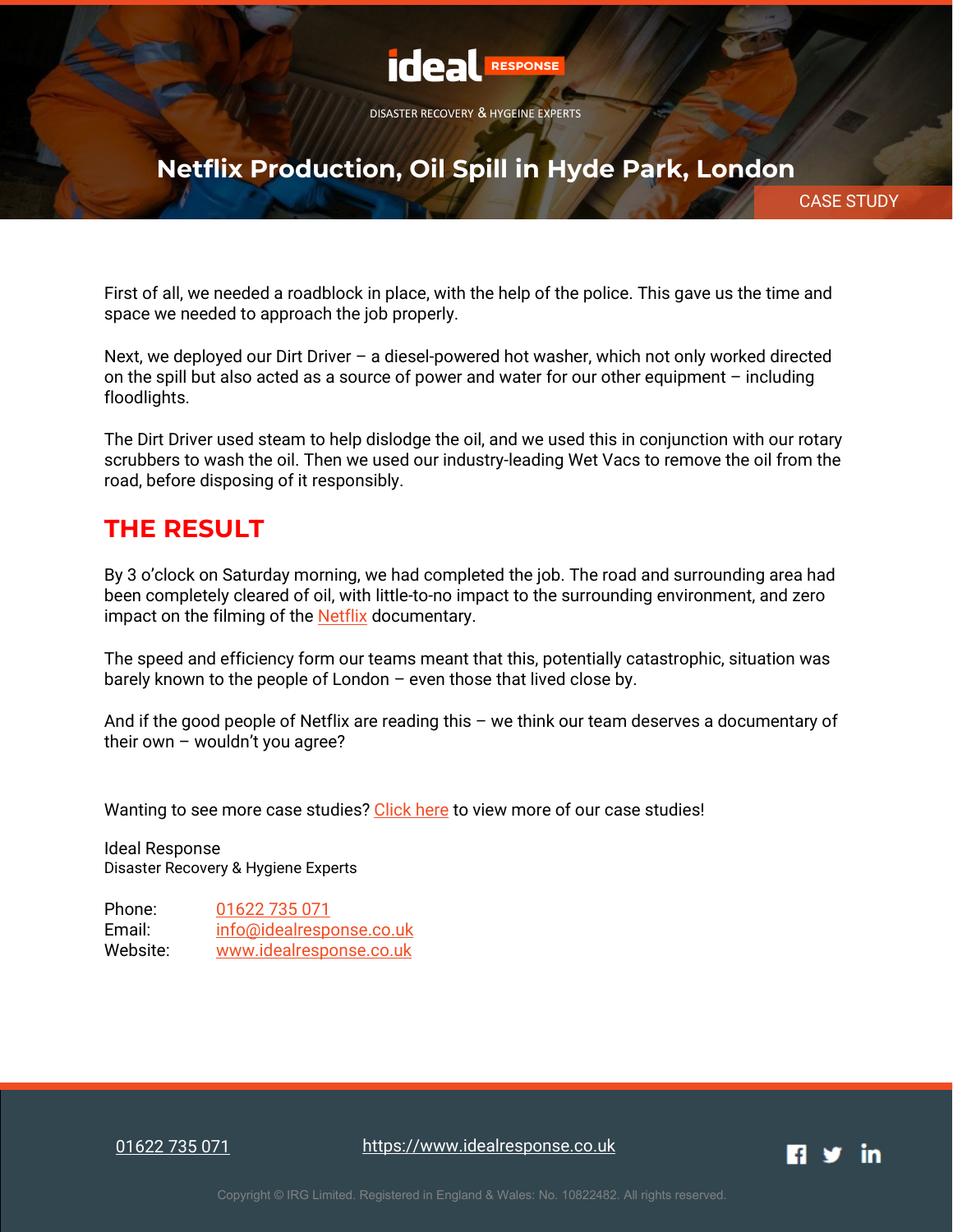# Netflix Production, Oil Spill in Hyde Park, London

CASE STUDY

First of all, we needed a roadblock in place, with the help of the police. This gave us the time and space we needed to approach the job properly.

Next, we deployed our Dirt Driver – a diesel-powered hot washer, which not only worked directed on the spill but also acted as a source of power and water for our other equipment – including floodlights.

The Dirt Driver used steam to help dislodge the oil, and we used this in conjunction with our rotary scrubbers to wash the oil. Then we used our industry-leading Wet Vacs to remove the oil from the road, before disposing of it responsibly.

## THE RESULT

By 3 o'clock on Saturday morning, we had completed the job. The road and surrounding area had been completely cleared of oil, with little-to-no impact to the surrounding environment, and zero impact on the filming of the Netflix documentary.

The speed and efficiency form our teams meant that this, potentially catastrophic, situation was barely known to the people of London – even those that lived close by.

And if the good people of Netflix are reading this – we think our team deserves a documentary of their own – wouldn't you agree?

Wanting to see more case studies? Click here to view more of our case studies!

Ideal Response
Disaster Recovery & Hygiene Experts

| | |
|---|---|
| Phone: | 01622 735 071 |
| Email: | info@idealresponse.co.uk |
| Website: | www.idealresponse.co.uk |

01622 735 071 https://www.idealresponse.co.uk

Copyright © IRG Limited. Registered in England & Wales: No. 10822482. All rights reserved.